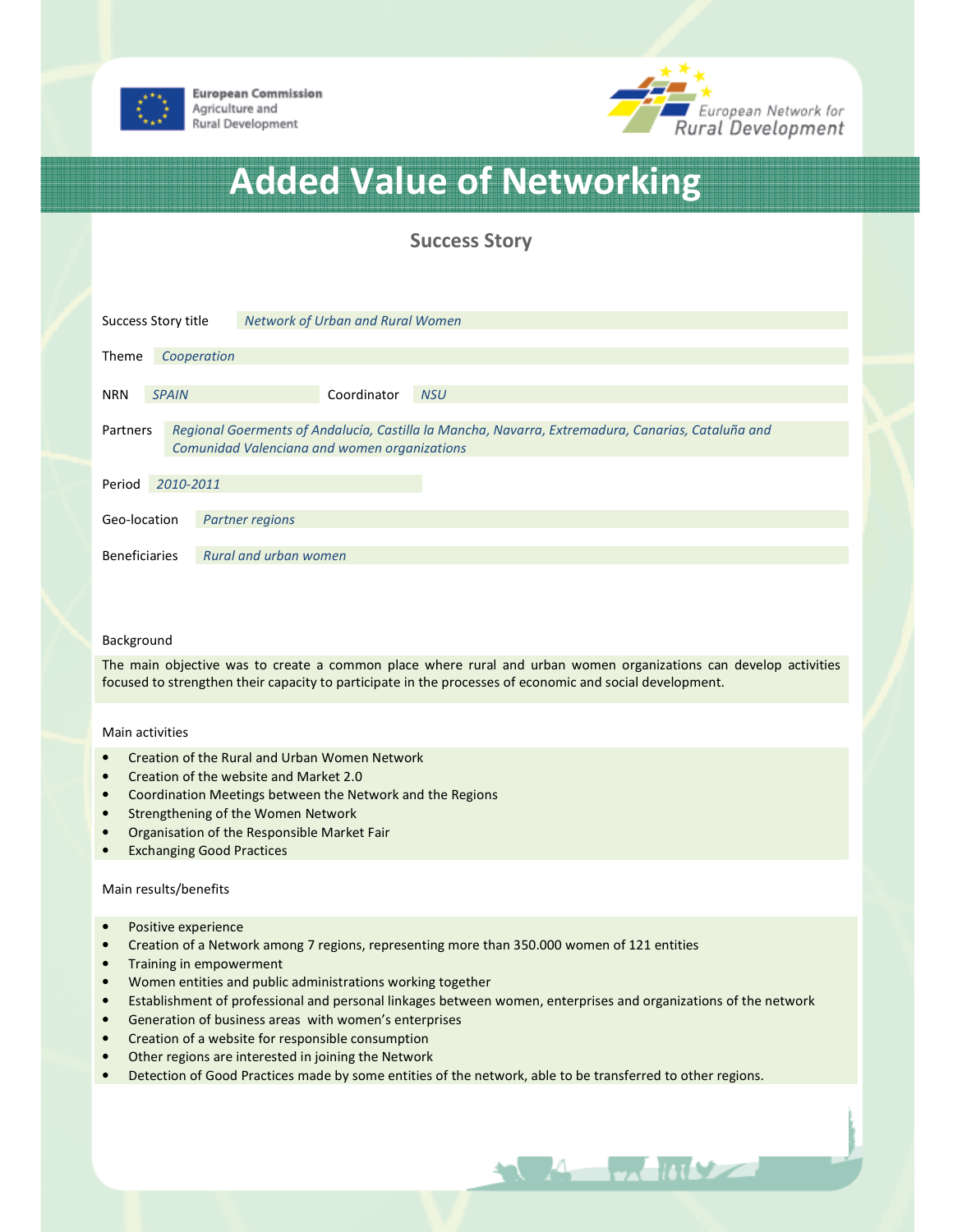European Commission
Agriculture and
Rural Development

European Network for
Rural Development

# Added Value of Networking

## Success Story

Success Story title *Network of Urban and Rural Women*

Theme *Cooperation*

NRN *SPAIN* Coordinator *NSU*

Partners *Regional Goerments of Andalucía, Castilla la Mancha, Navarra, Extremadura, Canarias, Cataluña and Comunidad Valenciana and women organizations*

Period *2010-2011*

Geo-location *Partner regions*

Beneficiaries *Rural and urban women*

Background

The main objective was to create a common place where rural and urban women organizations can develop activities focused to strengthen their capacity to participate in the processes of economic and social development.

Main activities

- Creation of the Rural and Urban Women Network
- Creation of the website and Market 2.0
- Coordination Meetings between the Network and the Regions
- Strengthening of the Women Network
- Organisation of the Responsible Market Fair
- Exchanging Good Practices

Main results/benefits

- Positive experience
- Creation of a Network among 7 regions, representing more than 350.000 women of 121 entities
- Training in empowerment
- Women entities and public administrations working together
- Establishment of professional and personal linkages between women, enterprises and organizations of the network
- Generation of business areas with women's enterprises
- Creation of a website for responsible consumption
- Other regions are interested in joining the Network
- Detection of Good Practices made by some entities of the network, able to be transferred to other regions.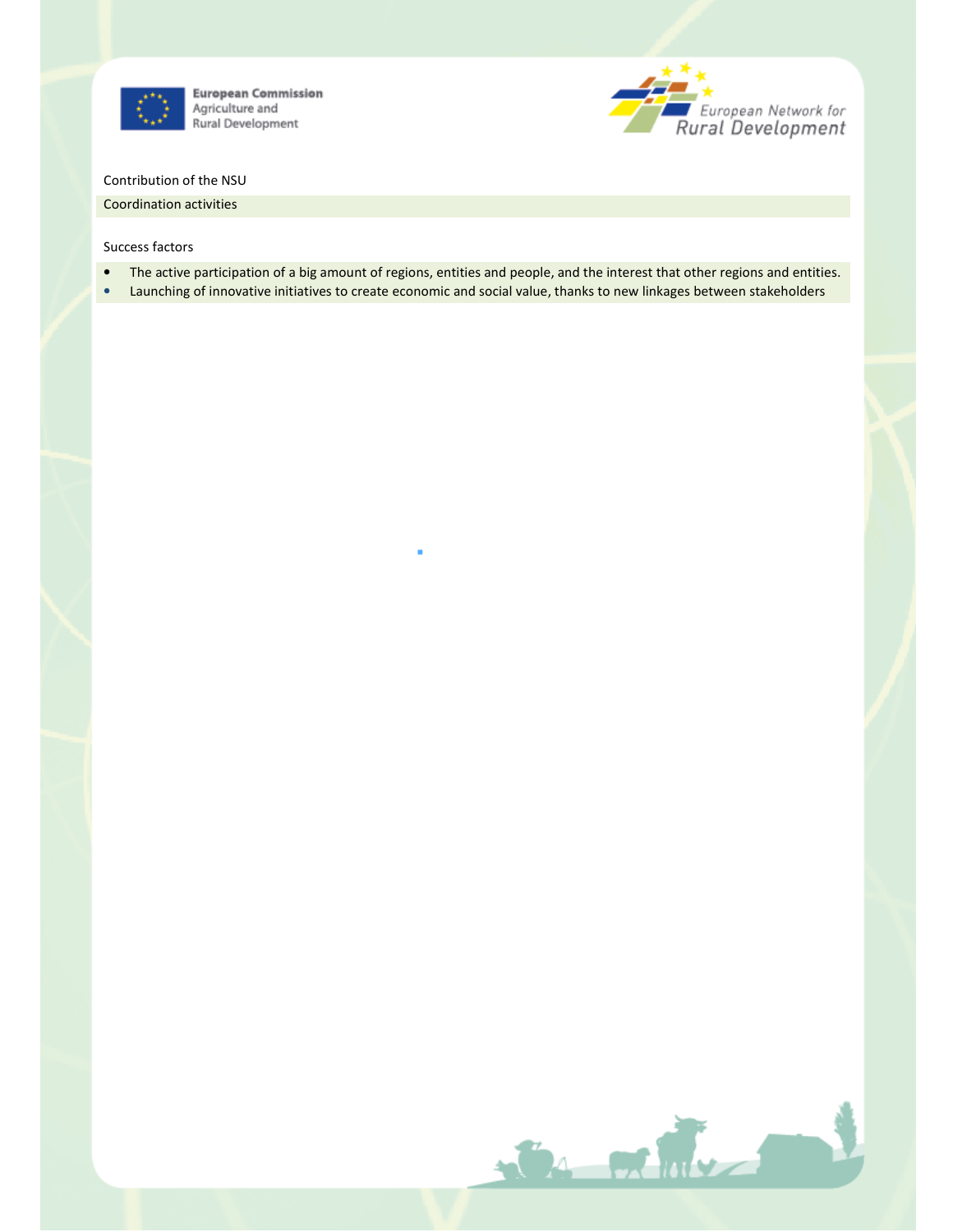Contribution of the NSU

Coordination activities

Success factors

- The active participation of a big amount of regions, entities and people, and the interest that other regions and entities.
- Launching of innovative initiatives to create economic and social value, thanks to new linkages between stakeholders